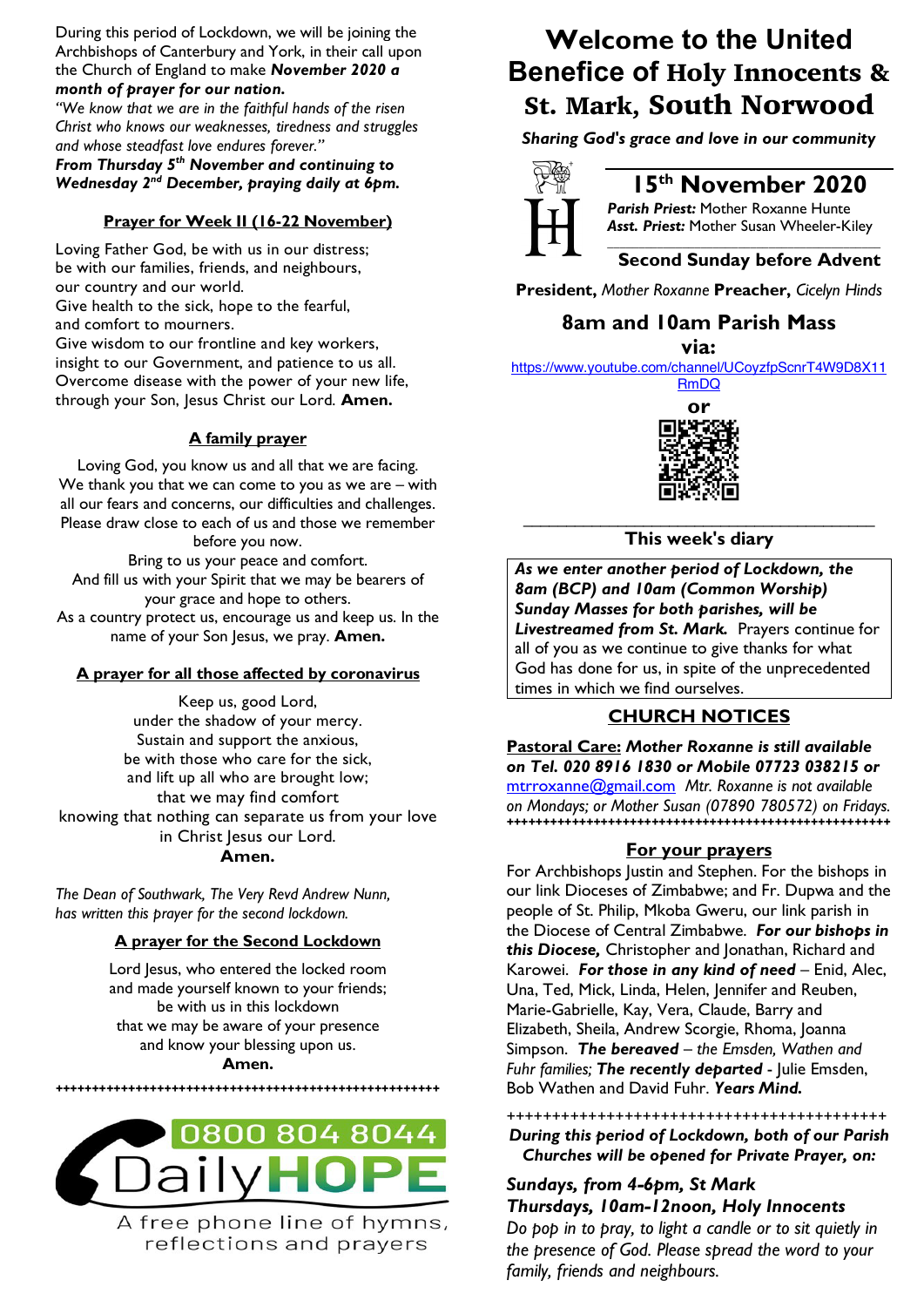During this period of Lockdown, we will be joining the Archbishops of Canterbury and York, in their call upon the Church of England to make ***November 2020 a month of prayer for our nation.***

*"We know that we are in the faithful hands of the risen Christ who knows our weaknesses, tiredness and struggles and whose steadfast love endures forever."*

***From Thursday 5th November and continuing to Wednesday 2nd December, praying daily at 6pm.***

## Prayer for Week II (16-22 November)

Loving Father God, be with us in our distress;
be with our families, friends, and neighbours,
our country and our world.
Give health to the sick, hope to the fearful,
and comfort to mourners.
Give wisdom to our frontline and key workers,
insight to our Government, and patience to us all.
Overcome disease with the power of your new life,
through your Son, Jesus Christ our Lord. **Amen.**

## A family prayer

Loving God, you know us and all that we are facing.
We thank you that we can come to you as we are – with all our fears and concerns, our difficulties and challenges.
Please draw close to each of us and those we remember before you now.
Bring to us your peace and comfort.
And fill us with your Spirit that we may be bearers of your grace and hope to others.
As a country protect us, encourage us and keep us. In the name of your Son Jesus, we pray. **Amen.**

## A prayer for all those affected by coronavirus

Keep us, good Lord,
under the shadow of your mercy.
Sustain and support the anxious,
be with those who care for the sick,
and lift up all who are brought low;
that we may find comfort
knowing that nothing can separate us from your love
in Christ Jesus our Lord.
**Amen.**

*The Dean of Southwark, The Very Revd Andrew Nunn, has written this prayer for the second lockdown.*

## A prayer for the Second Lockdown

Lord Jesus, who entered the locked room
and made yourself known to your friends;
be with us in this lockdown
that we may be aware of your presence
and know your blessing upon us.
**Amen.**

++++++++++++++++++++++++++++++++++++++++++++++++++++++++

**0800 804 8044**
**DailyHOPE**
A free phone line of hymns, reflections and prayers

# Welcome to the United Benefice of Holy Innocents & St. Mark, South Norwood

*Sharing God's grace and love in our community*

## 15th November 2020

***Parish Priest:*** Mother Roxanne Hunte
***Asst. Priest:*** Mother Susan Wheeler-Kiley

**Second Sunday before Advent**

**President,** *Mother Roxanne* **Preacher,** *Cicelyn Hinds*

## 8am and 10am Parish Mass

**via:**

https://www.youtube.com/channel/UCoyzfpScnrT4W9D8X11RmDQ

**or**

## This week's diary

***As we enter another period of Lockdown, the 8am (BCP) and 10am (Common Worship) Sunday Masses for both parishes, will be Livestreamed from St. Mark.*** Prayers continue for all of you as we continue to give thanks for what God has done for us, in spite of the unprecedented times in which we find ourselves.

## CHURCH NOTICES

**Pastoral Care:** ***Mother Roxanne is still available on Tel. 020 8916 1830 or Mobile 07723 038215 or*** mtrroxanne@gmail.com *Mtr. Roxanne is not available on Mondays; or Mother Susan (07890 780572) on Fridays.*

++++++++++++++++++++++++++++++++++++++++++++++++++++++++

## For your prayers

For Archbishops Justin and Stephen. For the bishops in our link Dioceses of Zimbabwe; and Fr. Dupwa and the people of St. Philip, Mkoba Gweru, our link parish in the Diocese of Central Zimbabwe. ***For our bishops in this Diocese,*** Christopher and Jonathan, Richard and Karowei. ***For those in any kind of need*** – Enid, Alec, Una, Ted, Mick, Linda, Helen, Jennifer and Reuben, Marie-Gabrielle, Kay, Vera, Claude, Barry and Elizabeth, Sheila, Andrew Scorgie, Rhoma, Joanna Simpson. ***The bereaved*** – *the Emsden, Wathen and Fuhr families;* ***The recently departed*** - Julie Emsden, Bob Wathen and David Fuhr. ***Years Mind.***

++++++++++++++++++++++++++++++++++++++++++++

***During this period of Lockdown, both of our Parish Churches will be opened for Private Prayer, on:***

***Sundays, from 4-6pm, St Mark***
***Thursdays, 10am-12noon, Holy Innocents***
*Do pop in to pray, to light a candle or to sit quietly in the presence of God. Please spread the word to your family, friends and neighbours.*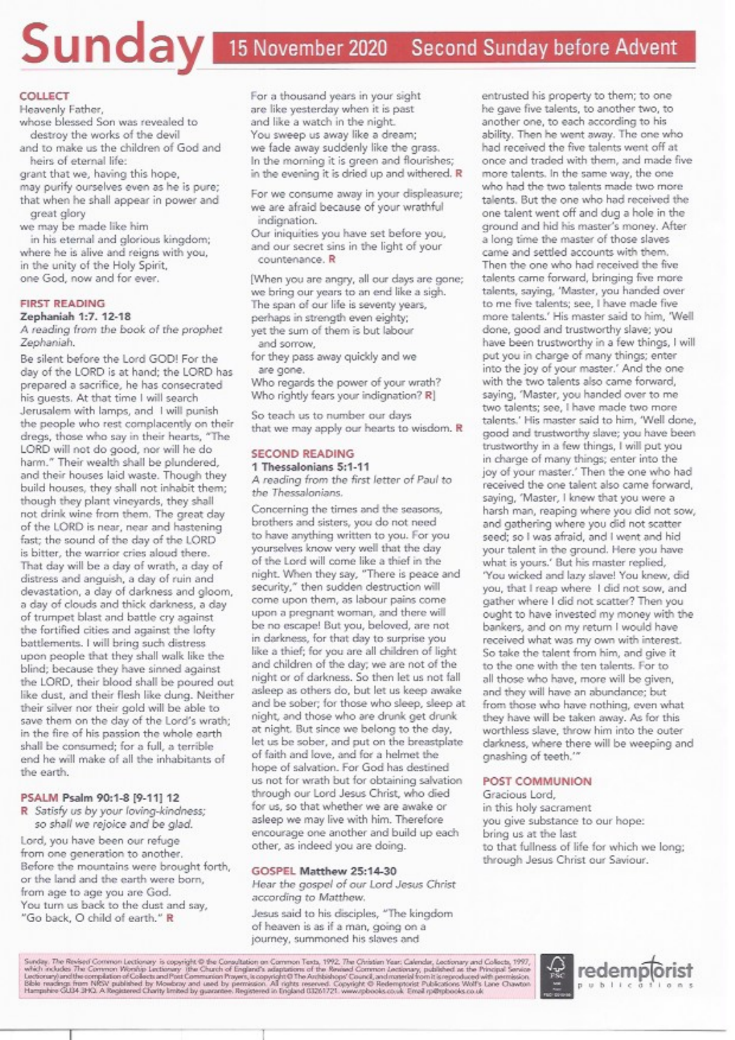# Sunday 15 November 2020 Second Sunday before Advent

## COLLECT

Heavenly Father,
whose blessed Son was revealed to
destroy the works of the devil
and to make us the children of God and
heirs of eternal life:
grant that we, having this hope,
may purify ourselves even as he is pure;
that when he shall appear in power and
great glory
we may be made like him
in his eternal and glorious kingdom;
where he is alive and reigns with you,
in the unity of the Holy Spirit,
one God, now and for ever.

## FIRST READING

**Zephaniah 1:7. 12-18**

*A reading from the book of the prophet Zephaniah.*

Be silent before the Lord GOD! For the day of the LORD is at hand; the LORD has prepared a sacrifice, he has consecrated his guests. At that time I will search Jerusalem with lamps, and I will punish the people who rest complacently on their dregs, those who say in their hearts, "The LORD will not do good, nor will he do harm." Their wealth shall be plundered, and their houses laid waste. Though they build houses, they shall not inhabit them; though they plant vineyards, they shall not drink wine from them. The great day of the LORD is near, near and hastening fast; the sound of the day of the LORD is bitter, the warrior cries aloud there. That day will be a day of wrath, a day of distress and anguish, a day of ruin and devastation, a day of darkness and gloom, a day of clouds and thick darkness, a day of trumpet blast and battle cry against the fortified cities and against the lofty battlements. I will bring such distress upon people that they shall walk like the blind; because they have sinned against the LORD, their blood shall be poured out like dust, and their flesh like dung. Neither their silver nor their gold will be able to save them on the day of the Lord's wrath; in the fire of his passion the whole earth shall be consumed; for a full, a terrible end he will make of all the inhabitants of the earth.

## PSALM Psalm 90:1-8 [9-11] 12

**R** *Satisfy us by your loving-kindness; so shall we rejoice and be glad.*

Lord, you have been our refuge
from one generation to another.
Before the mountains were brought forth,
or the land and the earth were born,
from age to age you are God.
You turn us back to the dust and say,
"Go back, O child of earth." **R**

For a thousand years in your sight
are like yesterday when it is past
and like a watch in the night.
You sweep us away like a dream;
we fade away suddenly like the grass.
In the morning it is green and flourishes;
in the evening it is dried up and withered. **R**

For we consume away in your displeasure;
we are afraid because of your wrathful
indignation.
Our iniquities you have set before you,
and our secret sins in the light of your
countenance. **R**

[When you are angry, all our days are gone;
we bring our years to an end like a sigh.
The span of our life is seventy years,
perhaps in strength even eighty;
yet the sum of them is but labour
and sorrow,
for they pass away quickly and we
are gone.
Who regards the power of your wrath?
Who rightly fears your indignation? **R**]

So teach us to number our days
that we may apply our hearts to wisdom. **R**

## SECOND READING

**1 Thessalonians 5:1-11**

*A reading from the first letter of Paul to the Thessalonians.*

Concerning the times and the seasons, brothers and sisters, you do not need to have anything written to you. For you yourselves know very well that the day of the Lord will come like a thief in the night. When they say, "There is peace and security," then sudden destruction will come upon them, as labour pains come upon a pregnant woman, and there will be no escape! But you, beloved, are not in darkness, for that day to surprise you like a thief; for you are all children of light and children of the day; we are not of the night or of darkness. So then let us not fall asleep as others do, but let us keep awake and be sober; for those who sleep, sleep at night, and those who are drunk get drunk at night. But since we belong to the day, let us be sober, and put on the breastplate of faith and love, and for a helmet the hope of salvation. For God has destined us not for wrath but for obtaining salvation through our Lord Jesus Christ, who died for us, so that whether we are awake or asleep we may live with him. Therefore encourage one another and build up each other, as indeed you are doing.

## GOSPEL Matthew 25:14-30

*Hear the gospel of our Lord Jesus Christ according to Matthew.*

Jesus said to his disciples, "The kingdom of heaven is as if a man, going on a journey, summoned his slaves and entrusted his property to them; to one he gave five talents, to another two, to another one, to each according to his ability. Then he went away. The one who had received the five talents went off at once and traded with them, and made five more talents. In the same way, the one who had the two talents made two more talents. But the one who had received the one talent went off and dug a hole in the ground and hid his master's money. After a long time the master of those slaves came and settled accounts with them. Then the one who had received the five talents came forward, bringing five more talents, saying, 'Master, you handed over to me five talents; see, I have made five more talents.' His master said to him, 'Well done, good and trustworthy slave; you have been trustworthy in a few things, I will put you in charge of many things; enter into the joy of your master.' And the one with the two talents also came forward, saying, 'Master, you handed over to me two talents; see, I have made two more talents.' His master said to him, 'Well done, good and trustworthy slave; you have been trustworthy in a few things, I will put you in charge of many things; enter into the joy of your master.' Then the one who had received the one talent also came forward, saying, 'Master, I knew that you were a harsh man, reaping where you did not sow, and gathering where you did not scatter seed; so I was afraid, and I went and hid your talent in the ground. Here you have what is yours.' But his master replied, 'You wicked and lazy slave! You knew, did you, that I reap where I did not sow, and gather where I did not scatter? Then you ought to have invested my money with the bankers, and on my return I would have received what was my own with interest. So take the talent from him, and give it to the one with the ten talents. For to all those who have, more will be given, and they will have an abundance; but from those who have nothing, even what they have will be taken away. As for this worthless slave, throw him into the outer darkness, where there will be weeping and gnashing of teeth.'"

## POST COMMUNION

Gracious Lord,
in this holy sacrament
you give substance to our hope:
bring us at the last
to that fullness of life for which we long;
through Jesus Christ our Saviour.

*Sunday.* The Revised Common Lectionary is copyright © the Consultation on Common Texts, 1992. *The Christian Year: Calendar, Lectionary and Collects,* 1997, which includes The Common Worship Lectionary (the Church of England's adaptations of the Revised Common Lectionary, published as the Principal Service Lectionary) and the compilation of Collects and Post Communion Prayers, is copyright © The Archbishops' Council, and material from it is reproduced with permission. Bible readings from NRSV published by Mowbray and used by permission. All rights reserved. Copyright © Redemptorist Publications Wolf's Lane Chawton Hampshire GU34 3HQ. A Registered Charity limited by guarantee. Registered in England 03261721. www.rpbooks.co.uk Email rp@rpbooks.co.uk

redemptorist publications